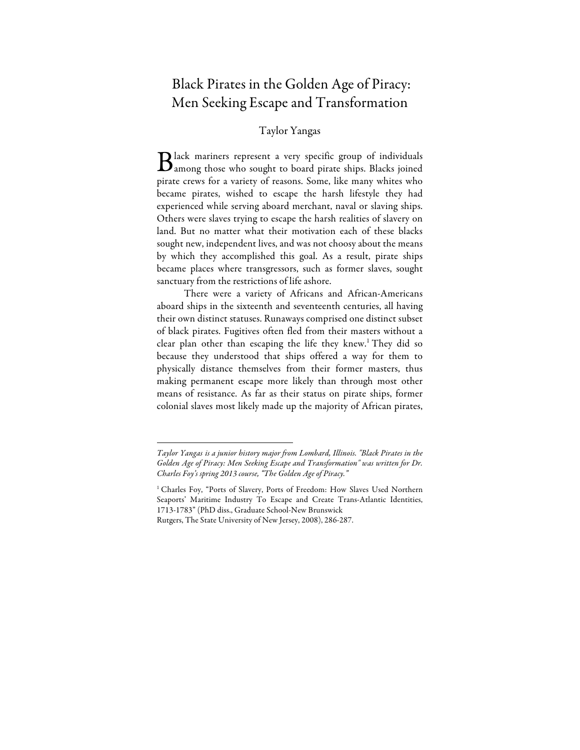# Black Pirates in the Golden Age of Piracy: Men Seeking Escape and Transformation

Taylor Yangas

Black mariners represent a very specific group of individuals among those who sought to board pirate ships. Blacks joined pirate crews for a variety of reasons. Some, like many whites who became pirates, wished to escape the harsh lifestyle they had experienced while serving aboard merchant, naval or slaving ships. Others were slaves trying to escape the harsh realities of slavery on land. But no matter what their motivation each of these blacks sought new, independent lives, and was not choosy about the means by which they accomplished this goal. As a result, pirate ships became places where transgressors, such as former slaves, sought sanctuary from the restrictions of life ashore.

There were a variety of Africans and African-Americans aboard ships in the sixteenth and seventeenth centuries, all having their own distinct statuses. Runaways comprised one distinct subset of black pirates. Fugitives often fled from their masters without a clear plan other than escaping the life they knew.[1] They did so because they understood that ships offered a way for them to physically distance themselves from their former masters, thus making permanent escape more likely than through most other means of resistance. As far as their status on pirate ships, former colonial slaves most likely made up the majority of African pirates,

---

*Taylor Yangas is a junior history major from Lombard, Illinois. "Black Pirates in the Golden Age of Piracy: Men Seeking Escape and Transformation" was written for Dr. Charles Foy's spring 2013 course, "The Golden Age of Piracy."*

[1] Charles Foy, "Ports of Slavery, Ports of Freedom: How Slaves Used Northern Seaports' Maritime Industry To Escape and Create Trans-Atlantic Identities, 1713-1783" (PhD diss., Graduate School-New Brunswick Rutgers, The State University of New Jersey, 2008), 286-287.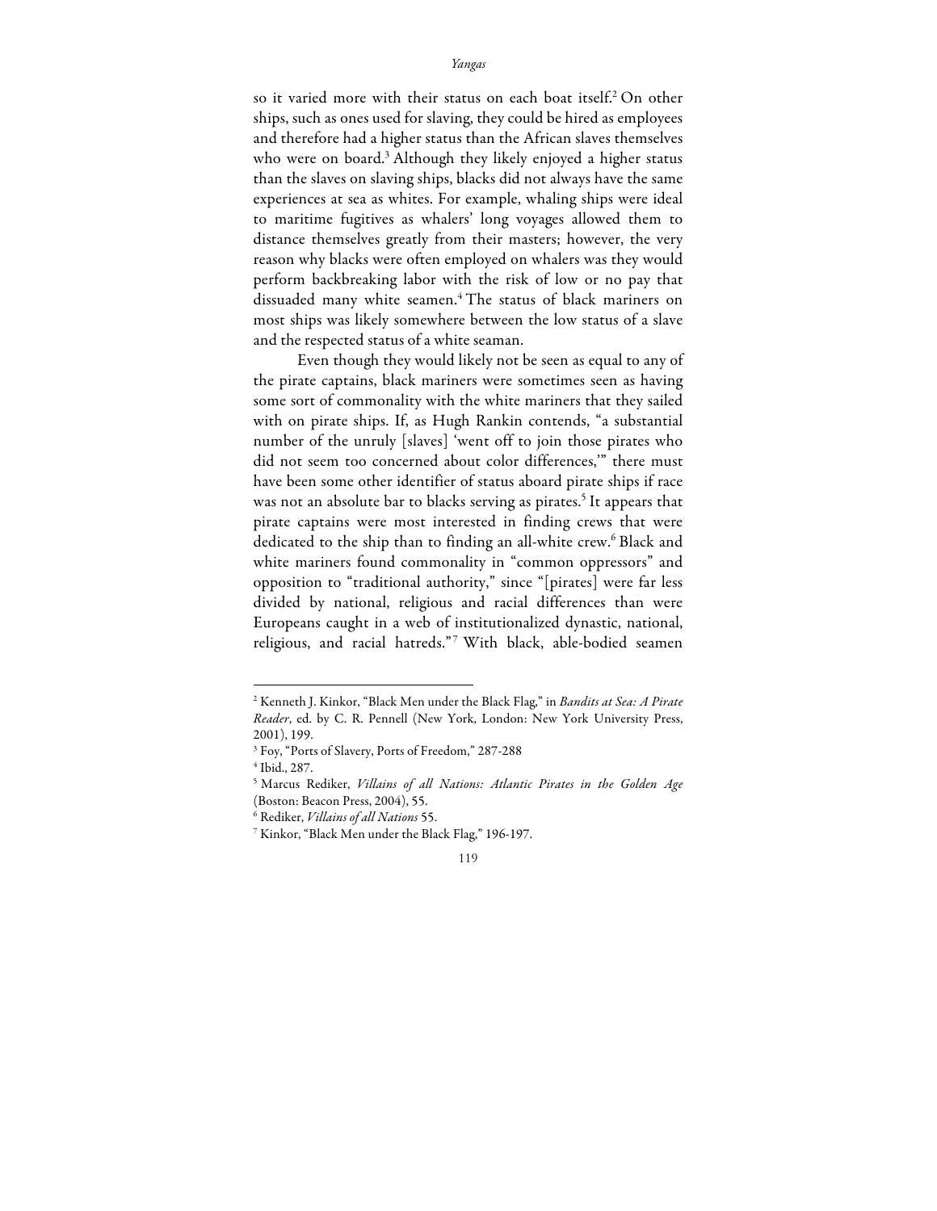so it varied more with their status on each boat itself.[2] On other ships, such as ones used for slaving, they could be hired as employees and therefore had a higher status than the African slaves themselves who were on board.[3] Although they likely enjoyed a higher status than the slaves on slaving ships, blacks did not always have the same experiences at sea as whites. For example, whaling ships were ideal to maritime fugitives as whalers' long voyages allowed them to distance themselves greatly from their masters; however, the very reason why blacks were often employed on whalers was they would perform backbreaking labor with the risk of low or no pay that dissuaded many white seamen.[4] The status of black mariners on most ships was likely somewhere between the low status of a slave and the respected status of a white seaman.

Even though they would likely not be seen as equal to any of the pirate captains, black mariners were sometimes seen as having some sort of commonality with the white mariners that they sailed with on pirate ships. If, as Hugh Rankin contends, "a substantial number of the unruly [slaves] 'went off to join those pirates who did not seem too concerned about color differences,'" there must have been some other identifier of status aboard pirate ships if race was not an absolute bar to blacks serving as pirates.[5] It appears that pirate captains were most interested in finding crews that were dedicated to the ship than to finding an all-white crew.[6] Black and white mariners found commonality in "common oppressors" and opposition to "traditional authority," since "[pirates] were far less divided by national, religious and racial differences than were Europeans caught in a web of institutionalized dynastic, national, religious, and racial hatreds."[7] With black, able-bodied seamen

---

[2] Kenneth J. Kinkor, "Black Men under the Black Flag," in *Bandits at Sea: A Pirate Reader*, ed. by C. R. Pennell (New York, London: New York University Press, 2001), 199.

[3] Foy, "Ports of Slavery, Ports of Freedom," 287-288

[4] Ibid., 287.

[5] Marcus Rediker, *Villains of all Nations: Atlantic Pirates in the Golden Age* (Boston: Beacon Press, 2004), 55.

[6] Rediker, *Villains of all Nations* 55.

[7] Kinkor, "Black Men under the Black Flag," 196-197.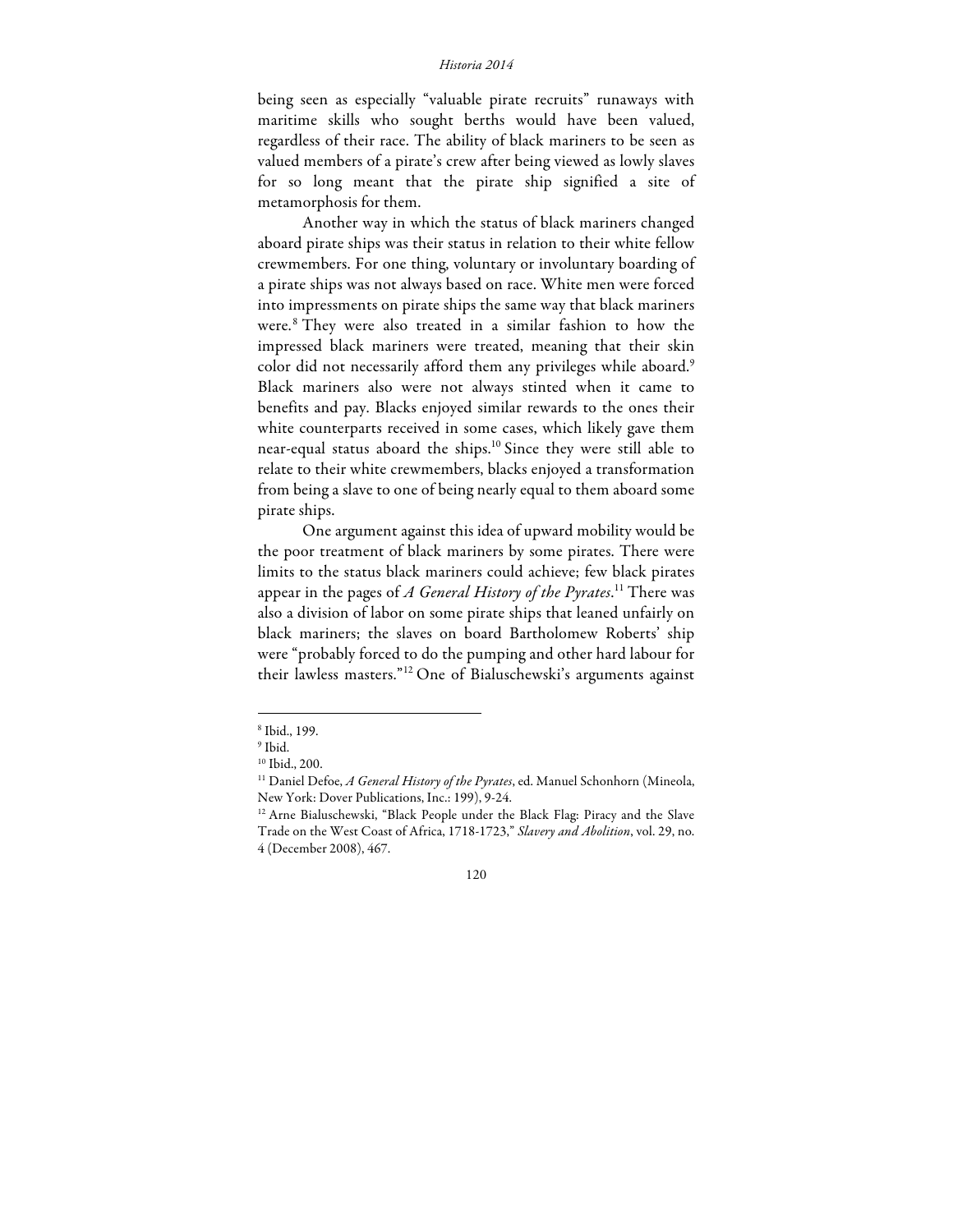being seen as especially "valuable pirate recruits" runaways with maritime skills who sought berths would have been valued, regardless of their race. The ability of black mariners to be seen as valued members of a pirate's crew after being viewed as lowly slaves for so long meant that the pirate ship signified a site of metamorphosis for them.

Another way in which the status of black mariners changed aboard pirate ships was their status in relation to their white fellow crewmembers. For one thing, voluntary or involuntary boarding of a pirate ships was not always based on race. White men were forced into impressments on pirate ships the same way that black mariners were.[8] They were also treated in a similar fashion to how the impressed black mariners were treated, meaning that their skin color did not necessarily afford them any privileges while aboard.[9] Black mariners also were not always stinted when it came to benefits and pay. Blacks enjoyed similar rewards to the ones their white counterparts received in some cases, which likely gave them near-equal status aboard the ships.[10] Since they were still able to relate to their white crewmembers, blacks enjoyed a transformation from being a slave to one of being nearly equal to them aboard some pirate ships.

One argument against this idea of upward mobility would be the poor treatment of black mariners by some pirates. There were limits to the status black mariners could achieve; few black pirates appear in the pages of *A General History of the Pyrates*.[11] There was also a division of labor on some pirate ships that leaned unfairly on black mariners; the slaves on board Bartholomew Roberts' ship were "probably forced to do the pumping and other hard labour for their lawless masters."[12] One of Bialuschewski's arguments against

---

[8] Ibid., 199.

[9] Ibid.

[10] Ibid., 200.

[11] Daniel Defoe, *A General History of the Pyrates*, ed. Manuel Schonhorn (Mineola, New York: Dover Publications, Inc.: 199), 9-24.

[12] Arne Bialuschewski, "Black People under the Black Flag: Piracy and the Slave Trade on the West Coast of Africa, 1718-1723," *Slavery and Abolition*, vol. 29, no. 4 (December 2008), 467.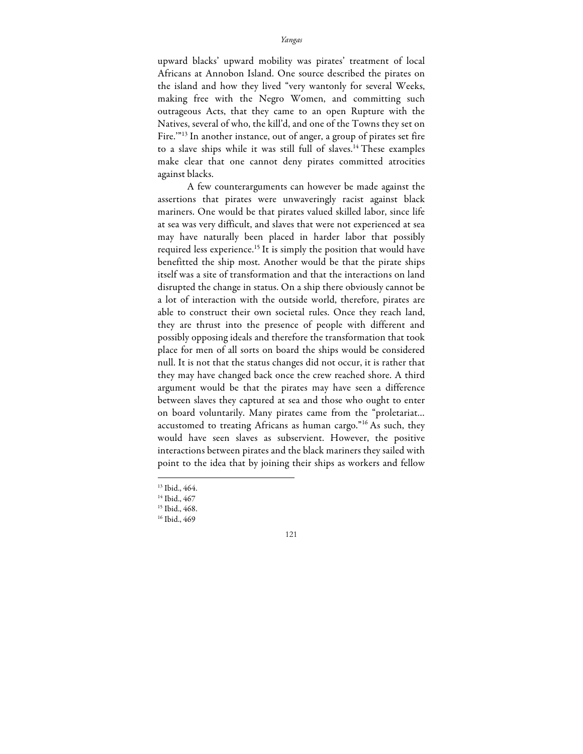upward blacks' upward mobility was pirates' treatment of local Africans at Annobon Island. One source described the pirates on the island and how they lived "very wantonly for several Weeks, making free with the Negro Women, and committing such outrageous Acts, that they came to an open Rupture with the Natives, several of who, the kill'd, and one of the Towns they set on Fire.'"[13] In another instance, out of anger, a group of pirates set fire to a slave ships while it was still full of slaves.[14] These examples make clear that one cannot deny pirates committed atrocities against blacks.

A few counterarguments can however be made against the assertions that pirates were unwaveringly racist against black mariners. One would be that pirates valued skilled labor, since life at sea was very difficult, and slaves that were not experienced at sea may have naturally been placed in harder labor that possibly required less experience.[15] It is simply the position that would have benefitted the ship most. Another would be that the pirate ships itself was a site of transformation and that the interactions on land disrupted the change in status. On a ship there obviously cannot be a lot of interaction with the outside world, therefore, pirates are able to construct their own societal rules. Once they reach land, they are thrust into the presence of people with different and possibly opposing ideals and therefore the transformation that took place for men of all sorts on board the ships would be considered null. It is not that the status changes did not occur, it is rather that they may have changed back once the crew reached shore. A third argument would be that the pirates may have seen a difference between slaves they captured at sea and those who ought to enter on board voluntarily. Many pirates came from the "proletariat… accustomed to treating Africans as human cargo."[16] As such, they would have seen slaves as subservient. However, the positive interactions between pirates and the black mariners they sailed with point to the idea that by joining their ships as workers and fellow

---

[13] Ibid., 464.

[14] Ibid., 467

[15] Ibid., 468.

[16] Ibid., 469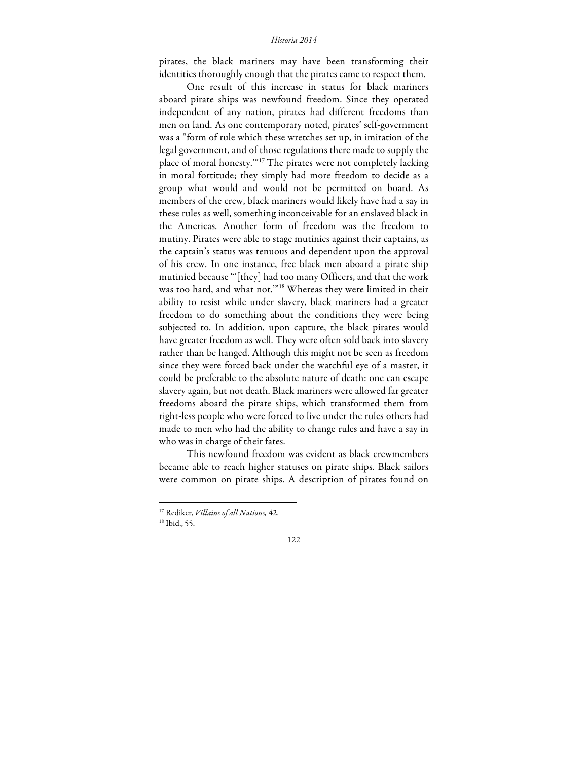pirates, the black mariners may have been transforming their identities thoroughly enough that the pirates came to respect them.

One result of this increase in status for black mariners aboard pirate ships was newfound freedom. Since they operated independent of any nation, pirates had different freedoms than men on land. As one contemporary noted, pirates' self-government was a "form of rule which these wretches set up, in imitation of the legal government, and of those regulations there made to supply the place of moral honesty.'"[17] The pirates were not completely lacking in moral fortitude; they simply had more freedom to decide as a group what would and would not be permitted on board. As members of the crew, black mariners would likely have had a say in these rules as well, something inconceivable for an enslaved black in the Americas. Another form of freedom was the freedom to mutiny. Pirates were able to stage mutinies against their captains, as the captain's status was tenuous and dependent upon the approval of his crew. In one instance, free black men aboard a pirate ship mutinied because "'[they] had too many Officers, and that the work was too hard, and what not.'"[18] Whereas they were limited in their ability to resist while under slavery, black mariners had a greater freedom to do something about the conditions they were being subjected to. In addition, upon capture, the black pirates would have greater freedom as well. They were often sold back into slavery rather than be hanged. Although this might not be seen as freedom since they were forced back under the watchful eye of a master, it could be preferable to the absolute nature of death: one can escape slavery again, but not death. Black mariners were allowed far greater freedoms aboard the pirate ships, which transformed them from right-less people who were forced to live under the rules others had made to men who had the ability to change rules and have a say in who was in charge of their fates.

This newfound freedom was evident as black crewmembers became able to reach higher statuses on pirate ships. Black sailors were common on pirate ships. A description of pirates found on

---

[17] Rediker, *Villains of all Nations,* 42.

[18] Ibid., 55.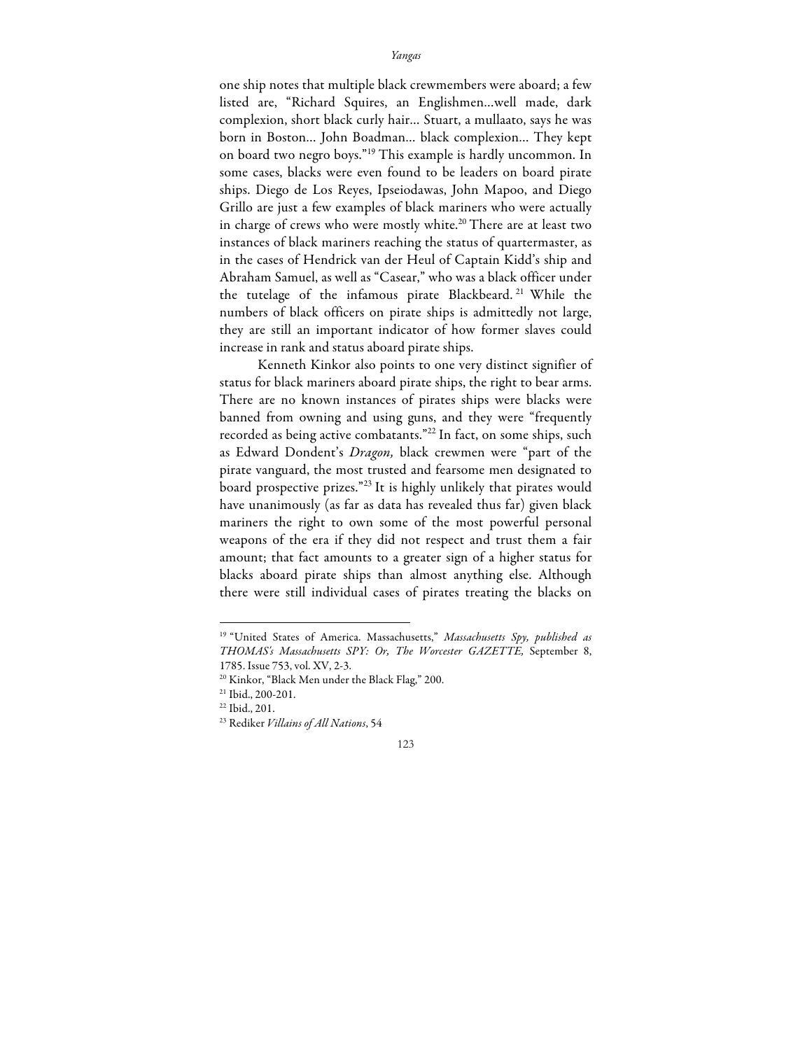one ship notes that multiple black crewmembers were aboard; a few listed are, "Richard Squires, an Englishmen...well made, dark complexion, short black curly hair… Stuart, a mullaato, says he was born in Boston… John Boadman… black complexion… They kept on board two negro boys."[19] This example is hardly uncommon. In some cases, blacks were even found to be leaders on board pirate ships. Diego de Los Reyes, Ipseiodawas, John Mapoo, and Diego Grillo are just a few examples of black mariners who were actually in charge of crews who were mostly white.[20] There are at least two instances of black mariners reaching the status of quartermaster, as in the cases of Hendrick van der Heul of Captain Kidd's ship and Abraham Samuel, as well as "Casear," who was a black officer under the tutelage of the infamous pirate Blackbeard.[21] While the numbers of black officers on pirate ships is admittedly not large, they are still an important indicator of how former slaves could increase in rank and status aboard pirate ships.

Kenneth Kinkor also points to one very distinct signifier of status for black mariners aboard pirate ships, the right to bear arms. There are no known instances of pirates ships were blacks were banned from owning and using guns, and they were "frequently recorded as being active combatants."[22] In fact, on some ships, such as Edward Dondent's *Dragon,* black crewmen were "part of the pirate vanguard, the most trusted and fearsome men designated to board prospective prizes."[23] It is highly unlikely that pirates would have unanimously (as far as data has revealed thus far) given black mariners the right to own some of the most powerful personal weapons of the era if they did not respect and trust them a fair amount; that fact amounts to a greater sign of a higher status for blacks aboard pirate ships than almost anything else. Although there were still individual cases of pirates treating the blacks on

---

[19] "United States of America. Massachusetts," *Massachusetts Spy, published as THOMAS's Massachusetts SPY: Or, The Worcester GAZETTE,* September 8, 1785. Issue 753, vol. XV, 2-3.

[20] Kinkor, "Black Men under the Black Flag," 200.

[21] Ibid., 200-201.

[22] Ibid., 201.

[23] Rediker *Villains of All Nations*, 54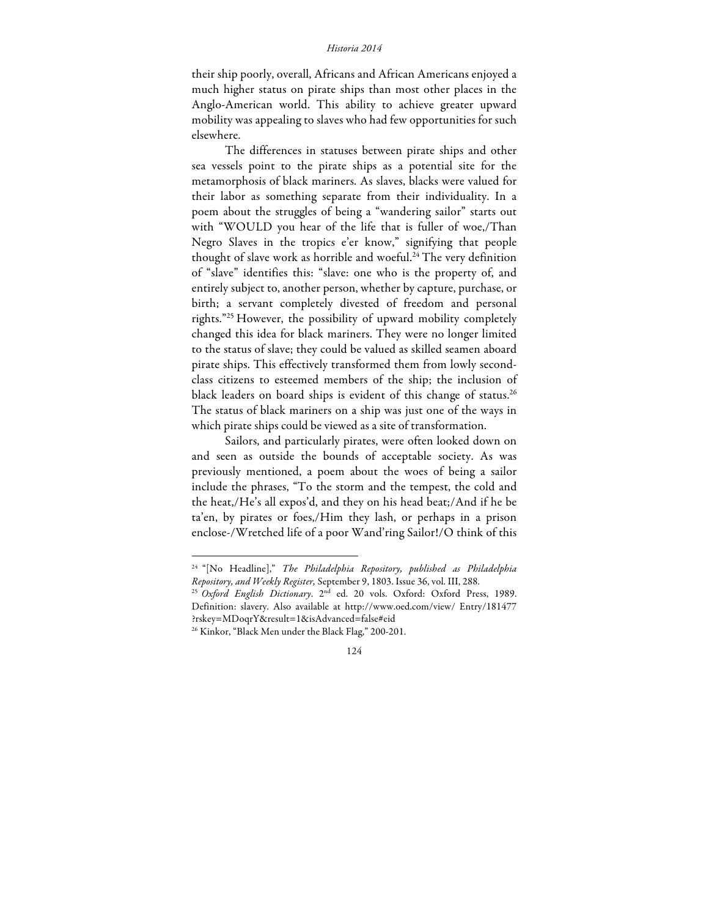their ship poorly, overall, Africans and African Americans enjoyed a much higher status on pirate ships than most other places in the Anglo-American world. This ability to achieve greater upward mobility was appealing to slaves who had few opportunities for such elsewhere.

The differences in statuses between pirate ships and other sea vessels point to the pirate ships as a potential site for the metamorphosis of black mariners. As slaves, blacks were valued for their labor as something separate from their individuality. In a poem about the struggles of being a "wandering sailor" starts out with "WOULD you hear of the life that is fuller of woe,/Than Negro Slaves in the tropics e'er know," signifying that people thought of slave work as horrible and woeful.[24] The very definition of "slave" identifies this: "slave: one who is the property of, and entirely subject to, another person, whether by capture, purchase, or birth; a servant completely divested of freedom and personal rights."[25] However, the possibility of upward mobility completely changed this idea for black mariners. They were no longer limited to the status of slave; they could be valued as skilled seamen aboard pirate ships. This effectively transformed them from lowly second-class citizens to esteemed members of the ship; the inclusion of black leaders on board ships is evident of this change of status.[26] The status of black mariners on a ship was just one of the ways in which pirate ships could be viewed as a site of transformation.

Sailors, and particularly pirates, were often looked down on and seen as outside the bounds of acceptable society. As was previously mentioned, a poem about the woes of being a sailor include the phrases, "To the storm and the tempest, the cold and the heat,/He's all expos'd, and they on his head beat;/And if he be ta'en, by pirates or foes,/Him they lash, or perhaps in a prison enclose-/Wretched life of a poor Wand'ring Sailor!/O think of this

---

[24] "[No Headline]," *The Philadelphia Repository, published as Philadelphia Repository, and Weekly Register,* September 9, 1803. Issue 36, vol. III, 288.

[25] *Oxford English Dictionary*. 2nd ed. 20 vols. Oxford: Oxford Press, 1989. Definition: slavery. Also available at http://www.oed.com/view/ Entry/181477 ?rskey=MDoqrY&result=1&isAdvanced=false#eid

[26] Kinkor, "Black Men under the Black Flag," 200-201.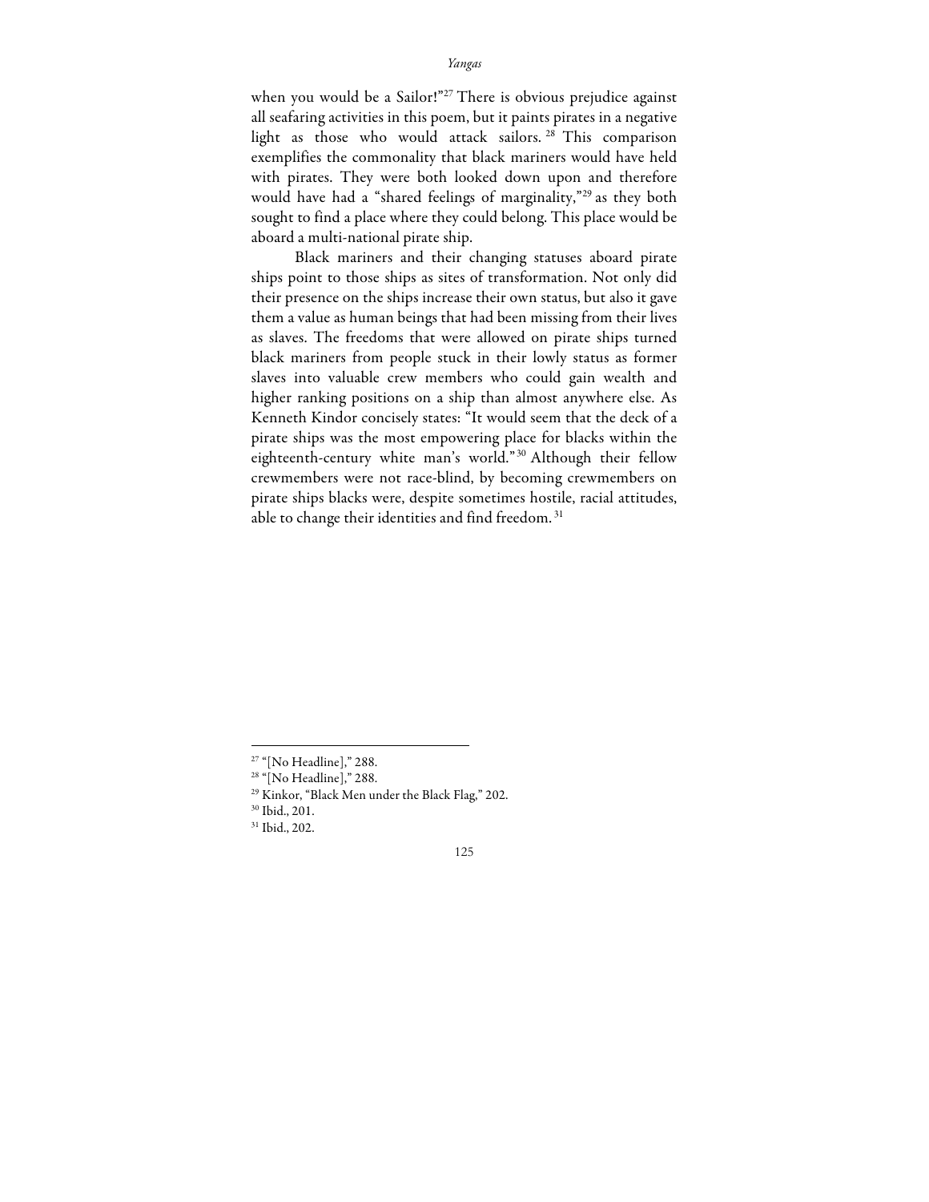when you would be a Sailor!"[27] There is obvious prejudice against all seafaring activities in this poem, but it paints pirates in a negative light as those who would attack sailors.[28] This comparison exemplifies the commonality that black mariners would have held with pirates. They were both looked down upon and therefore would have had a "shared feelings of marginality,"[29] as they both sought to find a place where they could belong. This place would be aboard a multi-national pirate ship.

Black mariners and their changing statuses aboard pirate ships point to those ships as sites of transformation. Not only did their presence on the ships increase their own status, but also it gave them a value as human beings that had been missing from their lives as slaves. The freedoms that were allowed on pirate ships turned black mariners from people stuck in their lowly status as former slaves into valuable crew members who could gain wealth and higher ranking positions on a ship than almost anywhere else. As Kenneth Kindor concisely states: "It would seem that the deck of a pirate ships was the most empowering place for blacks within the eighteenth-century white man's world."[30] Although their fellow crewmembers were not race-blind, by becoming crewmembers on pirate ships blacks were, despite sometimes hostile, racial attitudes, able to change their identities and find freedom.[31]

---

[27] "[No Headline]," 288.

[28] "[No Headline]," 288.

[29] Kinkor, "Black Men under the Black Flag," 202.

[30] Ibid., 201.

[31] Ibid., 202.